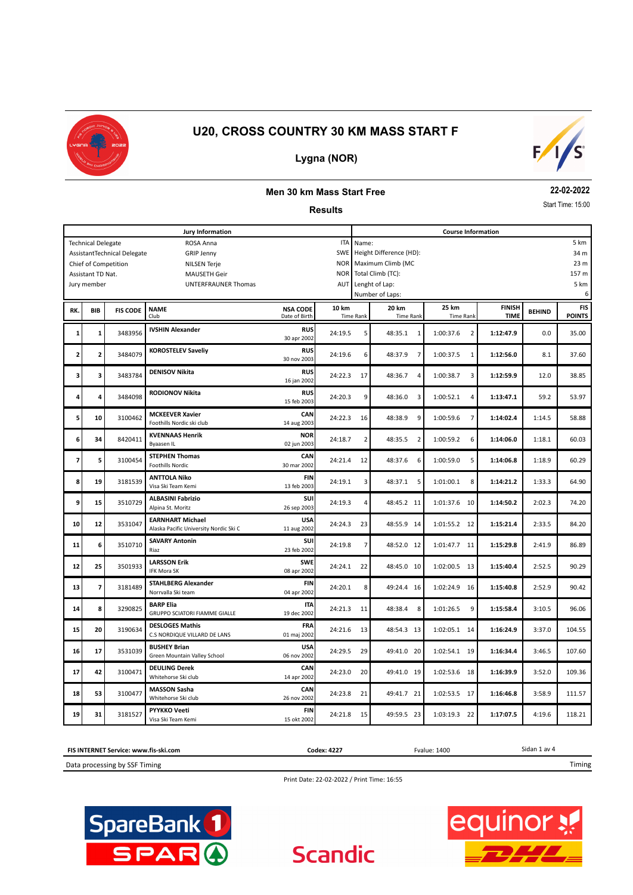# U20, CROSS COUNTRY 30 KM MASS START F

## Lygna (NOR)

### Men 30 km Mass Start Free

**22-02-2022**

Start Time: 15:00

### Results

| Jury Information | | | Course Information | |
|---|---|---|---|---|
| Technical Delegate | ROSA Anna | ITA | Name: | 5 km |
| AssistantTechnical Delegate | GRIP Jenny | SWE | Height Difference (HD): | 34 m |
| Chief of Competition | NILSEN Terje | NOR | Maximum Climb (MC | 23 m |
| Assistant TD Nat. | MAUSETH Geir | NOR | Total Climb (TC): | 157 m |
| Jury member | UNTERFRAUNER Thomas | AUT | Lenght of Lap: | 5 km |
| | | | Number of Laps: | 6 |

| RK. | BIB | FIS CODE | NAME / Club | NSA CODE / Date of Birth | 10 km Time | Rank | 20 km Time | Rank | 25 km Time | Rank | FINISH TIME | BEHIND | FIS POINTS |
|---|---|---|---|---|---|---|---|---|---|---|---|---|---|
| 1 | 1 | 3483956 | IVSHIN Alexander | RUS / 30 apr 2002 | 24:19.5 | 5 | 48:35.1 | 1 | 1:00:37.6 | 2 | 1:12:47.9 | 0.0 | 35.00 |
| 2 | 2 | 3484079 | KOROSTELEV Saveliy | RUS / 30 nov 2003 | 24:19.6 | 6 | 48:37.9 | 7 | 1:00:37.5 | 1 | 1:12:56.0 | 8.1 | 37.60 |
| 3 | 3 | 3483784 | DENISOV Nikita | RUS / 16 jan 2002 | 24:22.3 | 17 | 48:36.7 | 4 | 1:00:38.7 | 3 | 1:12:59.9 | 12.0 | 38.85 |
| 4 | 4 | 3484098 | RODIONOV Nikita | RUS / 15 feb 2003 | 24:20.3 | 9 | 48:36.0 | 3 | 1:00:52.1 | 4 | 1:13:47.1 | 59.2 | 53.97 |
| 5 | 10 | 3100462 | MCKEEVER Xavier / Foothills Nordic ski club | CAN / 14 aug 2003 | 24:22.3 | 16 | 48:38.9 | 9 | 1:00:59.6 | 7 | 1:14:02.4 | 1:14.5 | 58.88 |
| 6 | 34 | 8420411 | KVENNAAS Henrik / Byaasen IL | NOR / 02 jun 2003 | 24:18.7 | 2 | 48:35.5 | 2 | 1:00:59.2 | 6 | 1:14:06.0 | 1:18.1 | 60.03 |
| 7 | 5 | 3100454 | STEPHEN Thomas / Foothills Nordic | CAN / 30 mar 2002 | 24:21.4 | 12 | 48:37.6 | 6 | 1:00:59.0 | 5 | 1:14:06.8 | 1:18.9 | 60.29 |
| 8 | 19 | 3181539 | ANTTOLA Niko / Visa Ski Team Kemi | FIN / 13 feb 2003 | 24:19.1 | 3 | 48:37.1 | 5 | 1:01:00.1 | 8 | 1:14:21.2 | 1:33.3 | 64.90 |
| 9 | 15 | 3510729 | ALBASINI Fabrizio / Alpina St. Moritz | SUI / 26 sep 2003 | 24:19.3 | 4 | 48:45.2 | 11 | 1:01:37.6 | 10 | 1:14:50.2 | 2:02.3 | 74.20 |
| 10 | 12 | 3531047 | EARNHART Michael / Alaska Pacific University Nordic Ski C | USA / 11 aug 2002 | 24:24.3 | 23 | 48:55.9 | 14 | 1:01:55.2 | 12 | 1:15:21.4 | 2:33.5 | 84.20 |
| 11 | 6 | 3510710 | SAVARY Antonin / Riaz | SUI / 23 feb 2002 | 24:19.8 | 7 | 48:52.0 | 12 | 1:01:47.7 | 11 | 1:15:29.8 | 2:41.9 | 86.89 |
| 12 | 25 | 3501933 | LARSSON Erik / IFK Mora SK | SWE / 08 apr 2002 | 24:24.1 | 22 | 48:45.0 | 10 | 1:02:00.5 | 13 | 1:15:40.4 | 2:52.5 | 90.29 |
| 13 | 7 | 3181489 | STAHLBERG Alexander / Norrvalla Ski team | FIN / 04 apr 2002 | 24:20.1 | 8 | 49:24.4 | 16 | 1:02:24.9 | 16 | 1:15:40.8 | 2:52.9 | 90.42 |
| 14 | 8 | 3290825 | BARP Elia / GRUPPO SCIATORI FIAMME GIALLE | ITA / 19 dec 2002 | 24:21.3 | 11 | 48:38.4 | 8 | 1:01:26.5 | 9 | 1:15:58.4 | 3:10.5 | 96.06 |
| 15 | 20 | 3190634 | DESLOGES Mathis / C.S NORDIQUE VILLARD DE LANS | FRA / 01 maj 2002 | 24:21.6 | 13 | 48:54.3 | 13 | 1:02:05.1 | 14 | 1:16:24.9 | 3:37.0 | 104.55 |
| 16 | 17 | 3531039 | BUSHEY Brian / Green Mountain Valley School | USA / 06 nov 2002 | 24:29.5 | 29 | 49:41.0 | 20 | 1:02:54.1 | 19 | 1:16:34.4 | 3:46.5 | 107.60 |
| 17 | 42 | 3100471 | DEULING Derek / Whitehorse Ski club | CAN / 14 apr 2002 | 24:23.0 | 20 | 49:41.0 | 19 | 1:02:53.6 | 18 | 1:16:39.9 | 3:52.0 | 109.36 |
| 18 | 53 | 3100477 | MASSON Sasha / Whitehorse Ski club | CAN / 26 nov 2002 | 24:23.8 | 21 | 49:41.7 | 21 | 1:02:53.5 | 17 | 1:16:46.8 | 3:58.9 | 111.57 |
| 19 | 31 | 3181527 | PYYKKO Veeti / Visa Ski Team Kemi | FIN / 15 okt 2002 | 24:21.8 | 15 | 49:59.5 | 23 | 1:03:19.3 | 22 | 1:17:07.5 | 4:19.6 | 118.21 |

FIS INTERNET Service: www.fis-ski.com | Codex: 4227 | Fvalue: 1400

Data processing by SSF Timing | Timing

Print Date: 22-02-2022 / Print Time: 16:55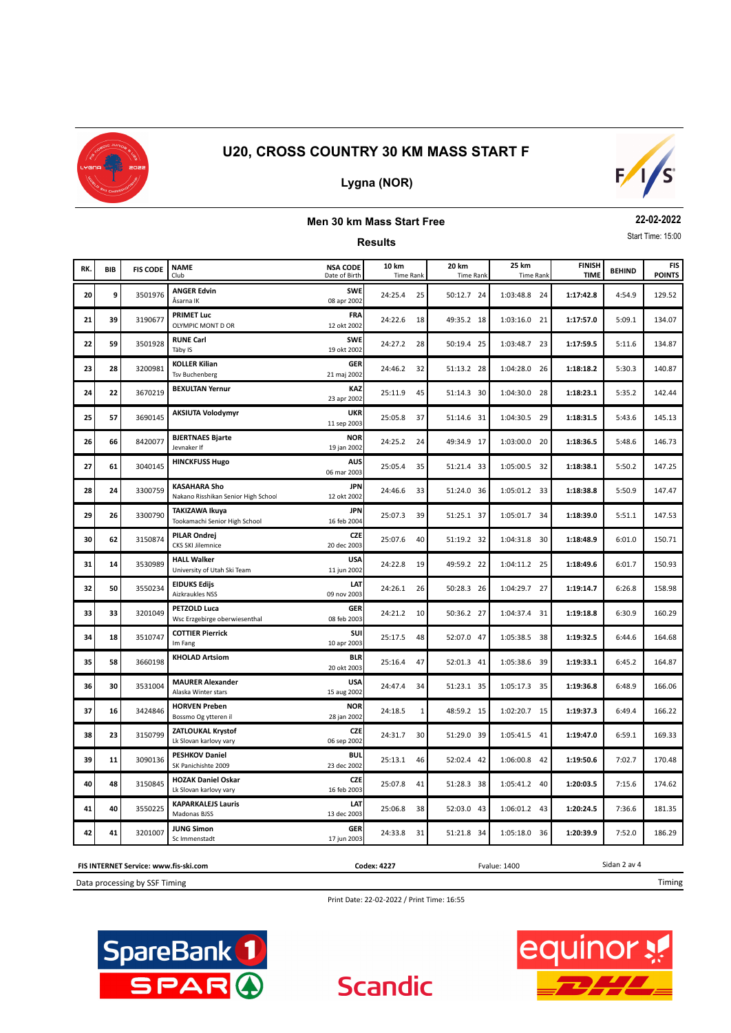# U20, CROSS COUNTRY 30 KM MASS START F

## Lygna (NOR)

### Men 30 km Mass Start Free

**22-02-2022**

Start Time: 15:00

### Results

| RK. | BIB | FIS CODE | NAME / Club | NSA CODE / Date of Birth | 10 km Time | Rank | 20 km Time | Rank | 25 km Time | Rank | FINISH TIME | BEHIND | FIS POINTS |
|---|---|---|---|---|---|---|---|---|---|---|---|---|---|
| 20 | 9 | 3501976 | **ANGER Edvin** Åsarna IK | **SWE** 08 apr 2002 | 24:25.4 | 25 | 50:12.7 | 24 | 1:03:48.8 | 24 | **1:17:42.8** | 4:54.9 | 129.52 |
| 21 | 39 | 3190677 | **PRIMET Luc** OLYMPIC MONT D OR | **FRA** 12 okt 2002 | 24:22.6 | 18 | 49:35.2 | 18 | 1:03:16.0 | 21 | **1:17:57.0** | 5:09.1 | 134.07 |
| 22 | 59 | 3501928 | **RUNE Carl** Täby IS | **SWE** 19 okt 2002 | 24:27.2 | 28 | 50:19.4 | 25 | 1:03:48.7 | 23 | **1:17:59.5** | 5:11.6 | 134.87 |
| 23 | 28 | 3200981 | **KOLLER Kilian** Tsv Buchenberg | **GER** 21 maj 2002 | 24:46.2 | 32 | 51:13.2 | 28 | 1:04:28.0 | 26 | **1:18:18.2** | 5:30.3 | 140.87 |
| 24 | 22 | 3670219 | **BEXULTAN Yernur** | **KAZ** 23 apr 2002 | 25:11.9 | 45 | 51:14.3 | 30 | 1:04:30.0 | 28 | **1:18:23.1** | 5:35.2 | 142.44 |
| 25 | 57 | 3690145 | **AKSIUTA Volodymyr** | **UKR** 11 sep 2003 | 25:05.8 | 37 | 51:14.6 | 31 | 1:04:30.5 | 29 | **1:18:31.5** | 5:43.6 | 145.13 |
| 26 | 66 | 8420077 | **BJERTNAES Bjarte** Jevnaker If | **NOR** 19 jan 2002 | 24:25.2 | 24 | 49:34.9 | 17 | 1:03:00.0 | 20 | **1:18:36.5** | 5:48.6 | 146.73 |
| 27 | 61 | 3040145 | **HINCKFUSS Hugo** | **AUS** 06 mar 2003 | 25:05.4 | 35 | 51:21.4 | 33 | 1:05:00.5 | 32 | **1:18:38.1** | 5:50.2 | 147.25 |
| 28 | 24 | 3300759 | **KASAHARA Sho** Nakano Risshikan Senior High School | **JPN** 12 okt 2002 | 24:46.6 | 33 | 51:24.0 | 36 | 1:05:01.2 | 33 | **1:18:38.8** | 5:50.9 | 147.47 |
| 29 | 26 | 3300790 | **TAKIZAWA Ikuya** Tookamachi Senior High School | **JPN** 16 feb 2004 | 25:07.3 | 39 | 51:25.1 | 37 | 1:05:01.7 | 34 | **1:18:39.0** | 5:51.1 | 147.53 |
| 30 | 62 | 3150874 | **PILAR Ondrej** CKS SKI Jilemnice | **CZE** 20 dec 2003 | 25:07.6 | 40 | 51:19.2 | 32 | 1:04:31.8 | 30 | **1:18:48.9** | 6:01.0 | 150.71 |
| 31 | 14 | 3530989 | **HALL Walker** University of Utah Ski Team | **USA** 11 jun 2002 | 24:22.8 | 19 | 49:59.2 | 22 | 1:04:11.2 | 25 | **1:18:49.6** | 6:01.7 | 150.93 |
| 32 | 50 | 3550234 | **EIDUKS Edijs** Aizkraukles NSS | **LAT** 09 nov 2003 | 24:26.1 | 26 | 50:28.3 | 26 | 1:04:29.7 | 27 | **1:19:14.7** | 6:26.8 | 158.98 |
| 33 | 33 | 3201049 | **PETZOLD Luca** Wsc Erzgebirge oberwiesenthal | **GER** 08 feb 2003 | 24:21.2 | 10 | 50:36.2 | 27 | 1:04:37.4 | 31 | **1:19:18.8** | 6:30.9 | 160.29 |
| 34 | 18 | 3510747 | **COTTIER Pierrick** Im Fang | **SUI** 10 apr 2003 | 25:17.5 | 48 | 52:07.0 | 47 | 1:05:38.5 | 38 | **1:19:32.5** | 6:44.6 | 164.68 |
| 35 | 58 | 3660198 | **KHOLAD Artsiom** | **BLR** 20 okt 2003 | 25:16.4 | 47 | 52:01.3 | 41 | 1:05:38.6 | 39 | **1:19:33.1** | 6:45.2 | 164.87 |
| 36 | 30 | 3531004 | **MAURER Alexander** Alaska Winter stars | **USA** 15 aug 2002 | 24:47.4 | 34 | 51:23.1 | 35 | 1:05:17.3 | 35 | **1:19:36.8** | 6:48.9 | 166.06 |
| 37 | 16 | 3424846 | **HORVEN Preben** Bossmo Og ytteren il | **NOR** 28 jan 2002 | 24:18.5 | 1 | 48:59.2 | 15 | 1:02:20.7 | 15 | **1:19:37.3** | 6:49.4 | 166.22 |
| 38 | 23 | 3150799 | **ZATLOUKAL Krystof** Lk Slovan karlovy vary | **CZE** 06 sep 2002 | 24:31.7 | 30 | 51:29.0 | 39 | 1:05:41.5 | 41 | **1:19:47.0** | 6:59.1 | 169.33 |
| 39 | 11 | 3090136 | **PESHKOV Daniel** SK Panichishte 2009 | **BUL** 23 dec 2002 | 25:13.1 | 46 | 52:02.4 | 42 | 1:06:00.8 | 42 | **1:19:50.6** | 7:02.7 | 170.48 |
| 40 | 48 | 3150845 | **HOZAK Daniel Oskar** Lk Slovan karlovy vary | **CZE** 16 feb 2003 | 25:07.8 | 41 | 51:28.3 | 38 | 1:05:41.2 | 40 | **1:20:03.5** | 7:15.6 | 174.62 |
| 41 | 40 | 3550225 | **KAPARKALEJS Lauris** Madonas BJSS | **LAT** 13 dec 2003 | 25:06.8 | 38 | 52:03.0 | 43 | 1:06:01.2 | 43 | **1:20:24.5** | 7:36.6 | 181.35 |
| 42 | 41 | 3201007 | **JUNG Simon** Sc Immenstadt | **GER** 17 jun 2003 | 24:33.8 | 31 | 51:21.8 | 34 | 1:05:18.0 | 36 | **1:20:39.9** | 7:52.0 | 186.29 |

FIS INTERNET Service: www.fis-ski.com — Codex: 4227 — Fvalue: 1400

Data processing by SSF Timing — Timing

Print Date: 22-02-2022 / Print Time: 16:55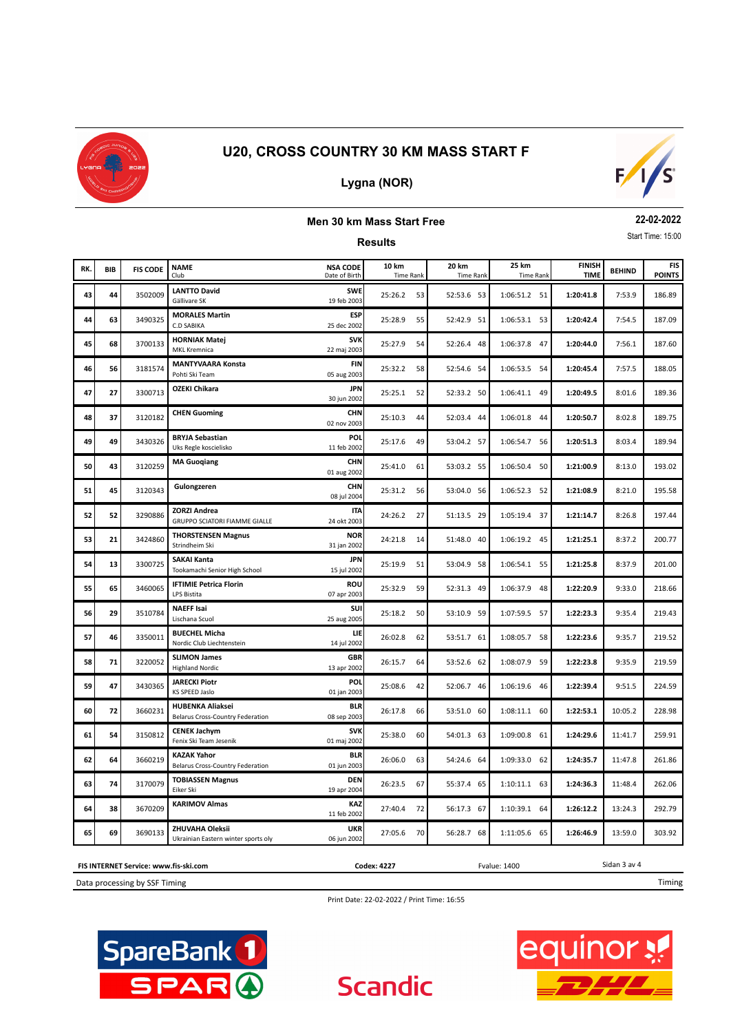# U20, CROSS COUNTRY 30 KM MASS START F

## Lygna (NOR)

### Men 30 km Mass Start Free

22-02-2022

Start Time: 15:00

### Results

| RK. | BIB | FIS CODE | NAME<br>Club | NSA CODE<br>Date of Birth | 10 km<br>Time Rank | 20 km<br>Time Rank | 25 km<br>Time Rank | FINISH TIME | BEHIND | FIS POINTS |
|---|---|---|---|---|---|---|---|---|---|---|
| 43 | 44 | 3502009 | **LANTTO David**<br>Gällivare SK | SWE<br>19 feb 2003 | 25:26.2 53 | 52:53.6 53 | 1:06:51.2 51 | **1:20:41.8** | 7:53.9 | 186.89 |
| 44 | 63 | 3490325 | **MORALES Martin**<br>C.D SABIKA | ESP<br>25 dec 2002 | 25:28.9 55 | 52:42.9 51 | 1:06:53.1 53 | **1:20:42.4** | 7:54.5 | 187.09 |
| 45 | 68 | 3700133 | **HORNIAK Matej**<br>MKL Kremnica | SVK<br>22 maj 2003 | 25:27.9 54 | 52:26.4 48 | 1:06:37.8 47 | **1:20:44.0** | 7:56.1 | 187.60 |
| 46 | 56 | 3181574 | **MANTYVAARA Konsta**<br>Pohti Ski Team | FIN<br>05 aug 2003 | 25:32.2 58 | 52:54.6 54 | 1:06:53.5 54 | **1:20:45.4** | 7:57.5 | 188.05 |
| 47 | 27 | 3300713 | **OZEKI Chikara** | JPN<br>30 jun 2002 | 25:25.1 52 | 52:33.2 50 | 1:06:41.1 49 | **1:20:49.5** | 8:01.6 | 189.36 |
| 48 | 37 | 3120182 | **CHEN Guoming** | CHN<br>02 nov 2003 | 25:10.3 44 | 52:03.4 44 | 1:06:01.8 44 | **1:20:50.7** | 8:02.8 | 189.75 |
| 49 | 49 | 3430326 | **BRYJA Sebastian**<br>Uks Regle koscielisko | POL<br>11 feb 2002 | 25:17.6 49 | 53:04.2 57 | 1:06:54.7 56 | **1:20:51.3** | 8:03.4 | 189.94 |
| 50 | 43 | 3120259 | **MA Guoqiang** | CHN<br>01 aug 2002 | 25:41.0 61 | 53:03.2 55 | 1:06:50.4 50 | **1:21:00.9** | 8:13.0 | 193.02 |
| 51 | 45 | 3120343 | **Gulongzeren** | CHN<br>08 jul 2004 | 25:31.2 56 | 53:04.0 56 | 1:06:52.3 52 | **1:21:08.9** | 8:21.0 | 195.58 |
| 52 | 52 | 3290886 | **ZORZI Andrea**<br>GRUPPO SCIATORI FIAMME GIALLE | ITA<br>24 okt 2003 | 24:26.2 27 | 51:13.5 29 | 1:05:19.4 37 | **1:21:14.7** | 8:26.8 | 197.44 |
| 53 | 21 | 3424860 | **THORSTENSEN Magnus**<br>Strindheim Ski | NOR<br>31 jan 2002 | 24:21.8 14 | 51:48.0 40 | 1:06:19.2 45 | **1:21:25.1** | 8:37.2 | 200.77 |
| 54 | 13 | 3300725 | **SAKAI Kanta**<br>Tookamachi Senior High School | JPN<br>15 jul 2002 | 25:19.9 51 | 53:04.9 58 | 1:06:54.1 55 | **1:21:25.8** | 8:37.9 | 201.00 |
| 55 | 65 | 3460065 | **IFTIMIE Petrica Florin**<br>LPS Bistita | ROU<br>07 apr 2003 | 25:32.9 59 | 52:31.3 49 | 1:06:37.9 48 | **1:22:20.9** | 9:33.0 | 218.66 |
| 56 | 29 | 3510784 | **NAEFF Isai**<br>Lischana Scuol | SUI<br>25 aug 2005 | 25:18.2 50 | 53:10.9 59 | 1:07:59.5 57 | **1:22:23.3** | 9:35.4 | 219.43 |
| 57 | 46 | 3350011 | **BUECHEL Micha**<br>Nordic Club Liechtenstein | LIE<br>14 jul 2002 | 26:02.8 62 | 53:51.7 61 | 1:08:05.7 58 | **1:22:23.6** | 9:35.7 | 219.52 |
| 58 | 71 | 3220052 | **SLIMON James**<br>Highland Nordic | GBR<br>13 apr 2002 | 26:15.7 64 | 53:52.6 62 | 1:08:07.9 59 | **1:22:23.8** | 9:35.9 | 219.59 |
| 59 | 47 | 3430365 | **JARECKI Piotr**<br>KS SPEED Jaslo | POL<br>01 jan 2003 | 25:08.6 42 | 52:06.7 46 | 1:06:19.6 46 | **1:22:39.4** | 9:51.5 | 224.59 |
| 60 | 72 | 3660231 | **HUBENKA Aliaksei**<br>Belarus Cross-Country Federation | BLR<br>08 sep 2003 | 26:17.8 66 | 53:51.0 60 | 1:08:11.1 60 | **1:22:53.1** | 10:05.2 | 228.98 |
| 61 | 54 | 3150812 | **CENEK Jachym**<br>Fenix Ski Team Jesenik | SVK<br>01 maj 2002 | 25:38.0 60 | 54:01.3 63 | 1:09:00.8 61 | **1:24:29.6** | 11:41.7 | 259.91 |
| 62 | 64 | 3660219 | **KAZAK Yahor**<br>Belarus Cross-Country Federation | BLR<br>01 jun 2003 | 26:06.0 63 | 54:24.6 64 | 1:09:33.0 62 | **1:24:35.7** | 11:47.8 | 261.86 |
| 63 | 74 | 3170079 | **TOBIASSEN Magnus**<br>Eiker Ski | DEN<br>19 apr 2004 | 26:23.5 67 | 55:37.4 65 | 1:10:11.1 63 | **1:24:36.3** | 11:48.4 | 262.06 |
| 64 | 38 | 3670209 | **KARIMOV Almas** | KAZ<br>11 feb 2002 | 27:40.4 72 | 56:17.3 67 | 1:10:39.1 64 | **1:26:12.2** | 13:24.3 | 292.79 |
| 65 | 69 | 3690133 | **ZHUVAHA Oleksii**<br>Ukrainian Eastern winter sports oly | UKR<br>06 jun 2002 | 27:05.6 70 | 56:28.7 68 | 1:11:05.6 65 | **1:26:46.9** | 13:59.0 | 303.92 |

FIS INTERNET Service: www.fis-ski.com | Codex: 4227 | Fvalue: 1400

Data processing by SSF Timing | Timing

Print Date: 22-02-2022 / Print Time: 16:55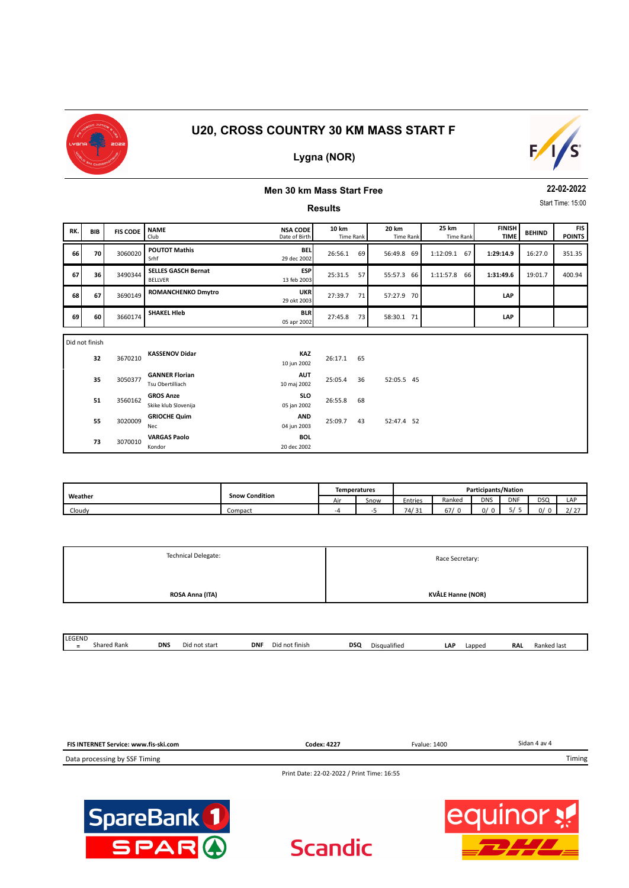# U20, CROSS COUNTRY 30 KM MASS START F

## Lygna (NOR)

### Men 30 km Mass Start Free

**22-02-2022**

Start Time: 15:00

### Results

| RK. | BIB | FIS CODE | NAME<br>Club | NSA CODE<br>Date of Birth | 10 km<br>Time Rank | 20 km<br>Time Rank | 25 km<br>Time Rank | FINISH TIME | BEHIND | FIS POINTS |
|---|---|---|---|---|---|---|---|---|---|---|
| 66 | 70 | 3060020 | **POUTOT Mathis**<br>Srhf | **BEL**<br>29 dec 2002 | 26:56.1 69 | 56:49.8 69 | 1:12:09.1 67 | **1:29:14.9** | 16:27.0 | 351.35 |
| 67 | 36 | 3490344 | **SELLES GASCH Bernat**<br>BELLVER | **ESP**<br>13 feb 2003 | 25:31.5 57 | 55:57.3 66 | 1:11:57.8 66 | **1:31:49.6** | 19:01.7 | 400.94 |
| 68 | 67 | 3690149 | **ROMANCHENKO Dmytro** | **UKR**<br>29 okt 2003 | 27:39.7 71 | 57:27.9 70 | | **LAP** | | |
| 69 | 60 | 3660174 | **SHAKEL Hleb** | **BLR**<br>05 apr 2002 | 27:45.8 73 | 58:30.1 71 | | **LAP** | | |

Did not finish

| BIB | FIS CODE | NAME<br>Club | NSA CODE<br>Date of Birth | 10 km | 20 km |
|---|---|---|---|---|---|
| 32 | 3670210 | **KASSENOV Didar** | **KAZ**<br>10 jun 2002 | 26:17.1 65 | |
| 35 | 3050377 | **GANNER Florian**<br>Tsu Obertilliach | **AUT**<br>10 maj 2002 | 25:05.4 36 | 52:05.5 45 |
| 51 | 3560162 | **GROS Anze**<br>Skike klub Slovenija | **SLO**<br>05 jan 2002 | 26:55.8 68 | |
| 55 | 3020009 | **GRIOCHE Quim**<br>Nec | **AND**<br>04 jun 2003 | 25:09.7 43 | 52:47.4 52 |
| 73 | 3070010 | **VARGAS Paolo**<br>Kondor | **BOL**<br>20 dec 2002 | | |

| Weather | Snow Condition | Temperatures | | Participants/Nation | | | | | |
|---|---|---|---|---|---|---|---|---|---|
| | | Air | Snow | Entries | Ranked | DNS | DNF | DSQ | LAP |
| Cloudy | Compact | -4 | -5 | 74/ 31 | 67/ 0 | 0/ 0 | 5/ 5 | 0/ 0 | 2/ 27 |

| Technical Delegate: | Race Secretary: |
|---|---|
| **ROSA Anna (ITA)** | **KVÅLE Hanne (NOR)** |

LEGEND: **=** Shared Rank; **DNS** Did not start; **DNF** Did not finish; **DSQ** Disqualified; **LAP** Lapped; **RAL** Ranked last

**FIS INTERNET Service: www.fis-ski.com** **Codex: 4227** Fvalue: 1400

Data processing by SSF Timing

Print Date: 22-02-2022 / Print Time: 16:55